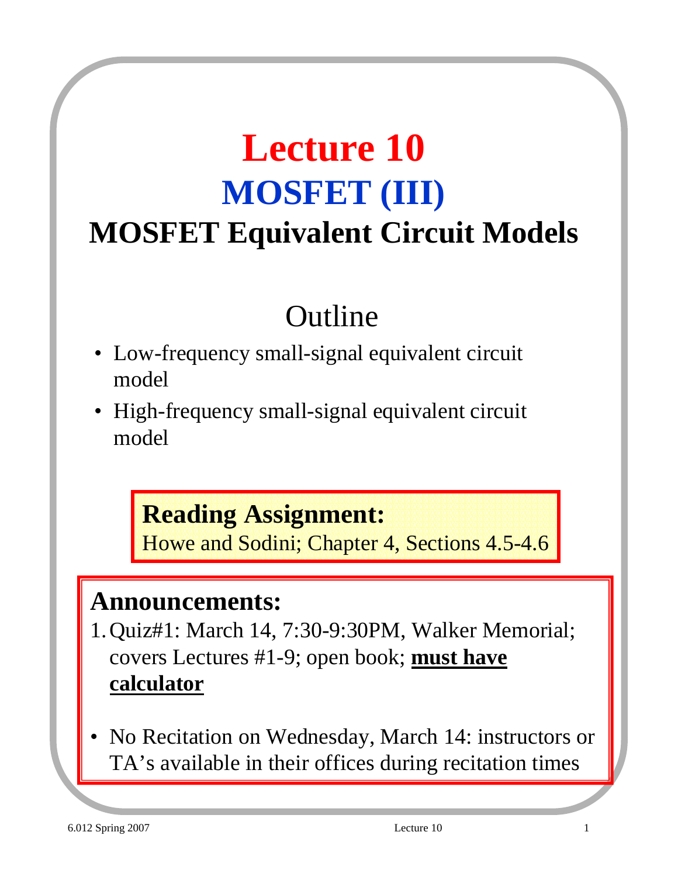# Lecture 10

## MOSFET (III)

## MOSFET Equivalent Circuit Models

### Outline

- Low-frequency small-signal equivalent circuit model
- High-frequency small-signal equivalent circuit model

**Reading Assignment:**
Howe and Sodini; Chapter 4, Sections 4.5-4.6

**Announcements:**

1. Quiz#1: March 14, 7:30-9:30PM, Walker Memorial; covers Lectures #1-9; open book; **<u>must have calculator</u>**

- No Recitation on Wednesday, March 14: instructors or TA's available in their offices during recitation times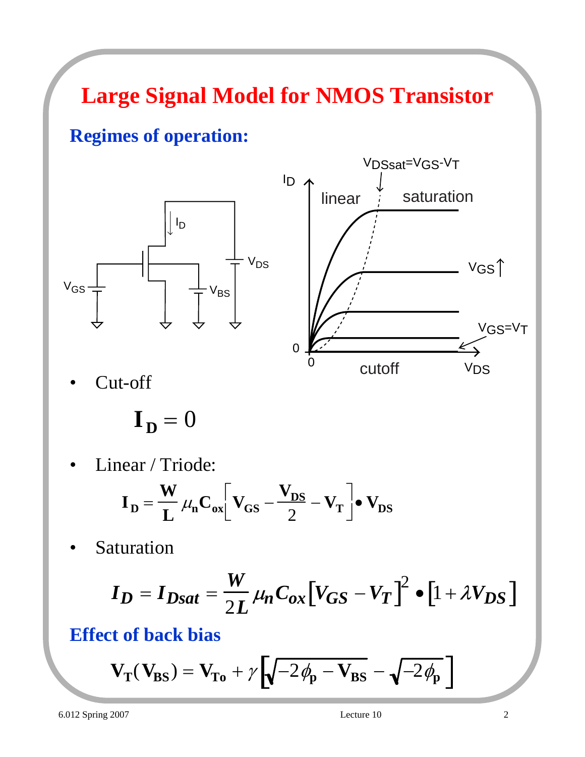# Large Signal Model for NMOS Transistor

## Regimes of operation:

- Cut-off

$$\mathbf{I_D = 0}$$

- Linear / Triode:

$$\mathbf{I_D = \frac{W}{L}\mu_n C_{ox}\left[V_{GS} - \frac{V_{DS}}{2} - V_T\right] \bullet V_{DS}}$$

- Saturation

$$I_D = I_{Dsat} = \frac{W}{2L}\mu_n C_{ox}\left[V_{GS} - V_T\right]^2 \bullet \left[1 + \lambda V_{DS}\right]$$

## Effect of back bias

$$\mathbf{V_T(V_{BS}) = V_{To} + \gamma\left[\sqrt{-2\phi_p - V_{BS}} - \sqrt{-2\phi_p}\right]}$$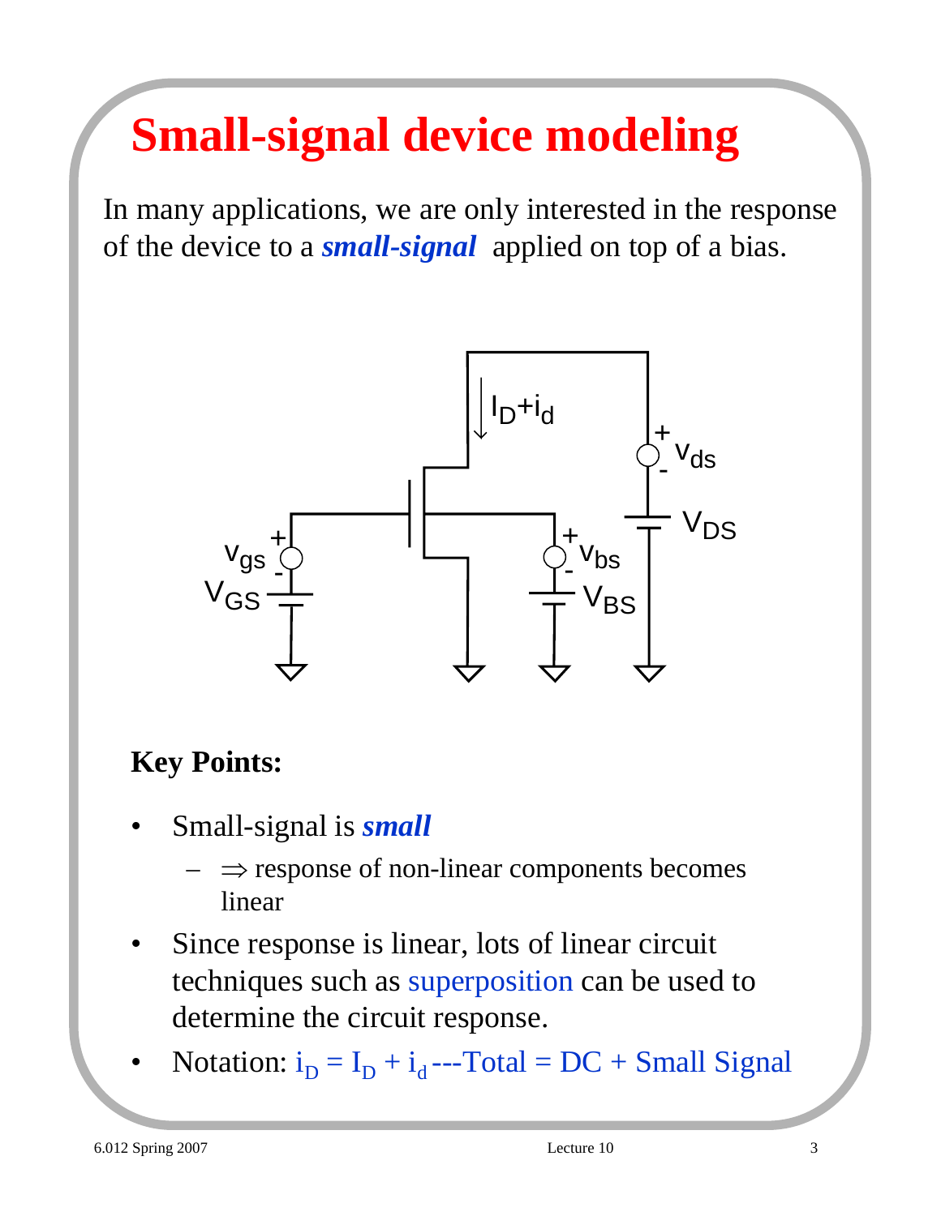# Small-signal device modeling

In many applications, we are only interested in the response of the device to a ***small-signal*** applied on top of a bias.

**Key Points:**

- Small-signal is ***small***
  - $\Rightarrow$ response of non-linear components becomes linear
- Since response is linear, lots of linear circuit techniques such as superposition can be used to determine the circuit response.
- Notation: $i_D = I_D + i_d$ ---Total = DC + Small Signal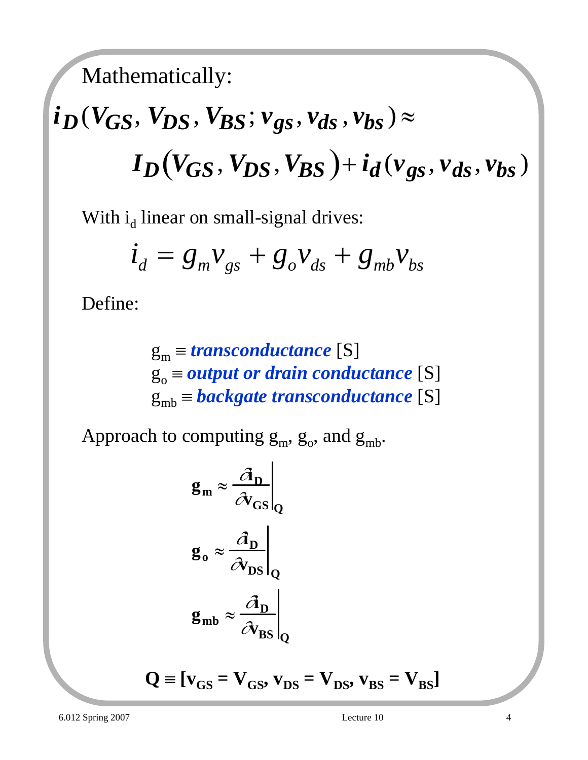Mathematically:

$$i_D(V_{GS}, V_{DS}, V_{BS}; v_{gs}, v_{ds}, v_{bs}) \approx$$

$$I_D\left(V_{GS}, V_{DS}, V_{BS}\right) + i_d(v_{gs}, v_{ds}, v_{bs})$$

With $i_d$ linear on small-signal drives:

$$i_d = g_m v_{gs} + g_o v_{ds} + g_{mb} v_{bs}$$

Define:

$g_m \equiv$ ***transconductance*** [S]
$g_o \equiv$ ***output or drain conductance*** [S]
$g_{mb} \equiv$ ***backgate transconductance*** [S]

Approach to computing $g_m$, $g_o$, and $g_{mb}$.

$$\mathbf{g_m} \approx \left.\frac{\partial \mathbf{i_D}}{\partial \mathbf{v_{GS}}}\right|_{\mathbf{Q}}$$

$$\mathbf{g_o} \approx \left.\frac{\partial \mathbf{i_D}}{\partial \mathbf{v_{DS}}}\right|_{\mathbf{Q}}$$

$$\mathbf{g_{mb}} \approx \left.\frac{\partial \mathbf{i_D}}{\partial \mathbf{v_{BS}}}\right|_{\mathbf{Q}}$$

$$\mathbf{Q} \equiv [\mathbf{v_{GS} = V_{GS}, v_{DS} = V_{DS}, v_{BS} = V_{BS}}]$$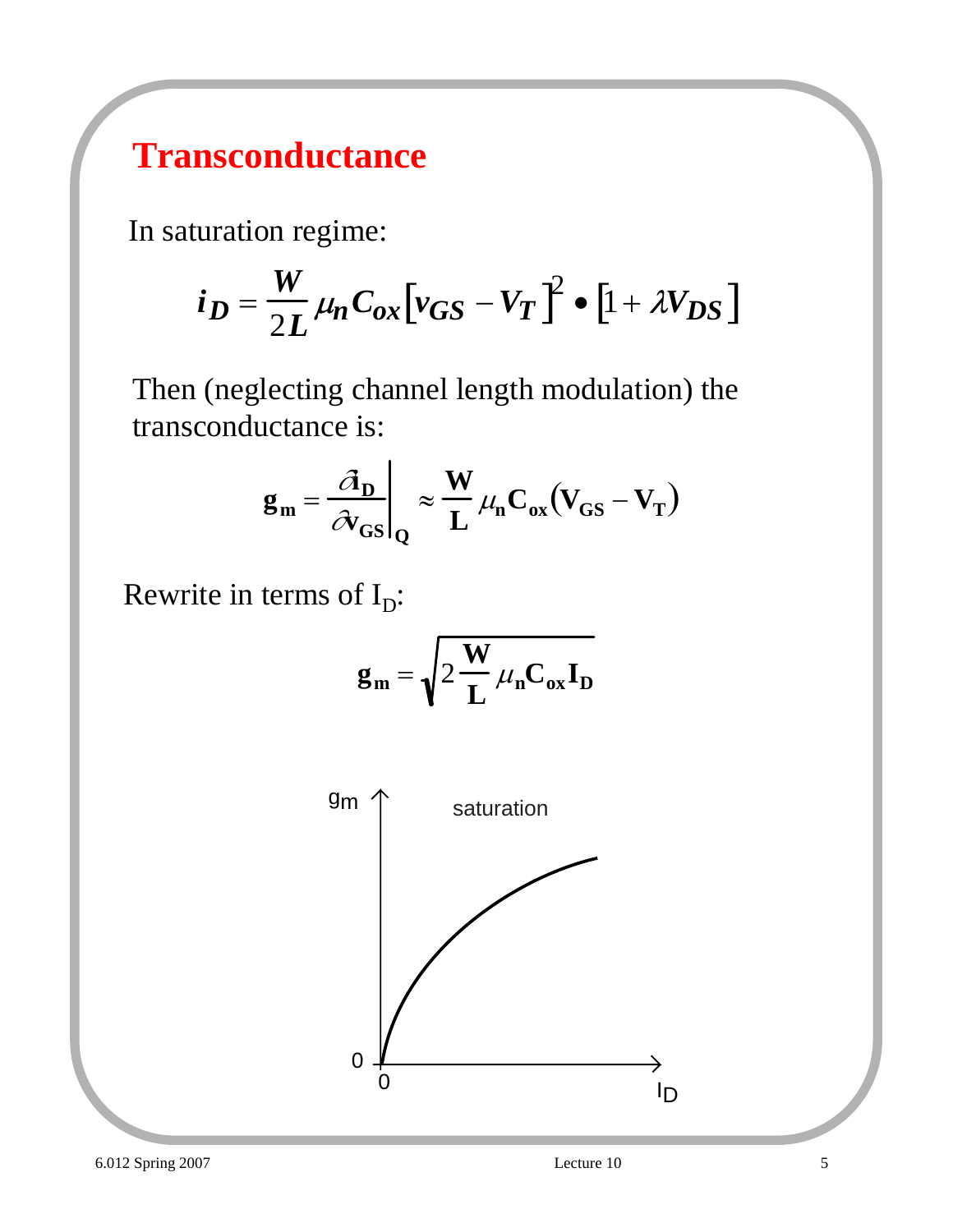# Transconductance

In saturation regime:

$$i_D = \frac{W}{2L}\mu_n C_{ox}\left[v_{GS} - V_T\right]^2 \bullet \left[1 + \lambda V_{DS}\right]$$

Then (neglecting channel length modulation) the transconductance is:

$$\mathbf{g_m} = \left.\frac{\partial \mathbf{i_D}}{\partial \mathbf{v_{GS}}}\right|_{\mathbf{Q}} \approx \frac{\mathbf{W}}{\mathbf{L}}\mu_n \mathbf{C_{ox}}\left(\mathbf{V_{GS}} - \mathbf{V_T}\right)$$

Rewrite in terms of $I_D$:

$$\mathbf{g_m} = \sqrt{2\frac{\mathbf{W}}{\mathbf{L}}\mu_n \mathbf{C_{ox}} \mathbf{I_D}}$$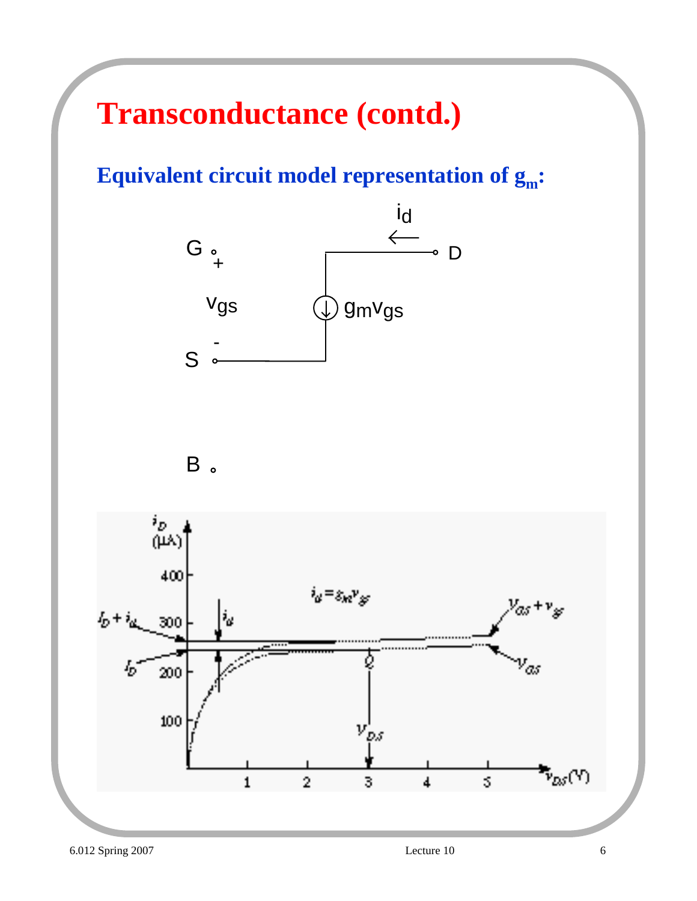# Transconductance (contd.)

**Equivalent circuit model representation of $g_m$:**

$i_d$

G, D, S, B

$v_{gs}$

$g_m v_{gs}$

$i_d = g_m v_{gs}$

$I_D + i_d$, $I_D$, $V_{GS} + v_{gs}$, $V_{GS}$, $V_{DS}$, Q

$i_D$ (μA), $v_{DS}$ (V)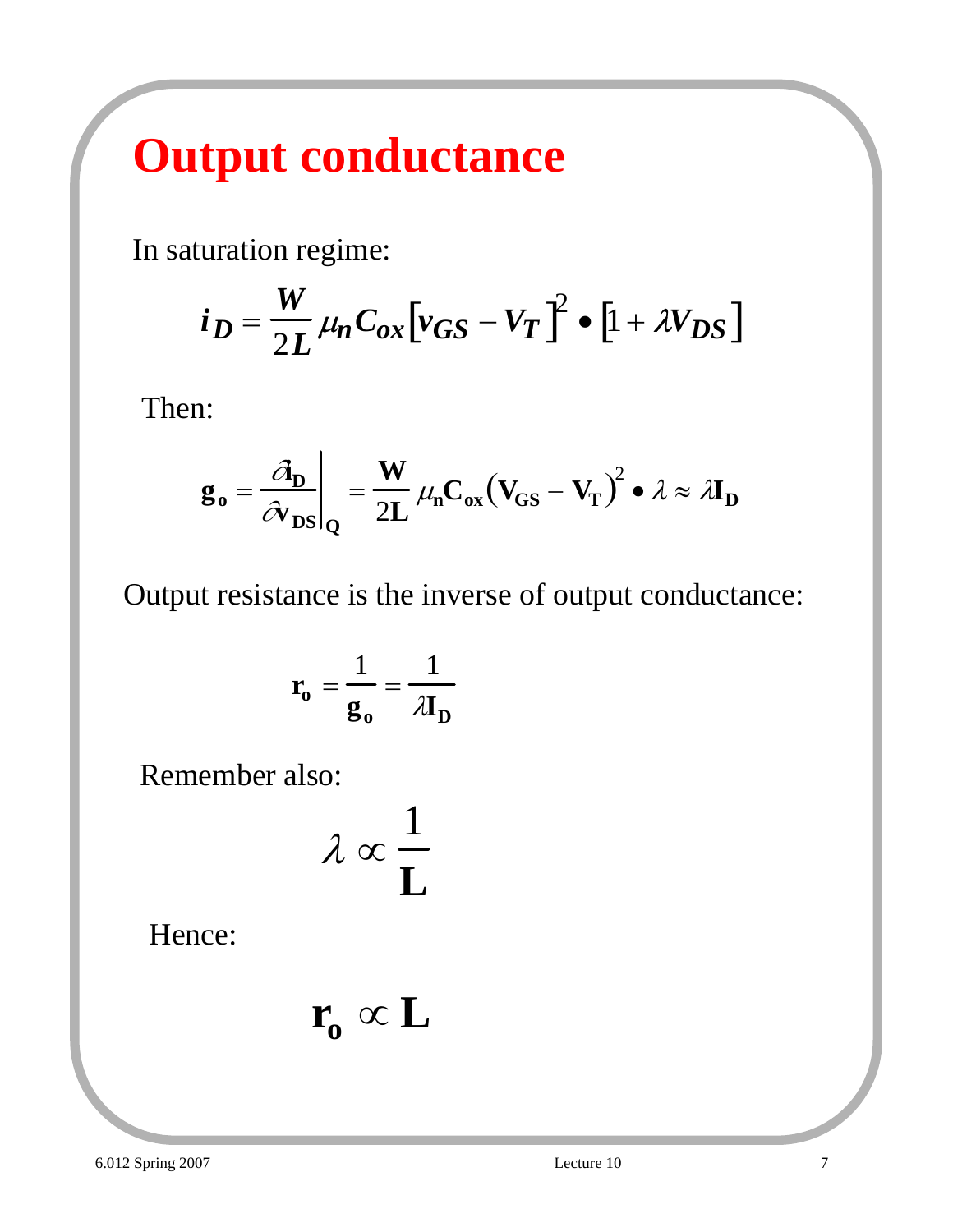# Output conductance

In saturation regime:

$$i_D = \frac{W}{2L}\mu_n C_{ox}\left[v_{GS} - V_T\right]^2 \bullet \left[1 + \lambda V_{DS}\right]$$

Then:

$$g_o = \left.\frac{\partial i_D}{\partial v_{DS}}\right|_Q = \frac{W}{2L}\mu_n C_{ox}\left(V_{GS} - V_T\right)^2 \bullet \lambda \approx \lambda I_D$$

Output resistance is the inverse of output conductance:

$$r_o = \frac{1}{g_o} = \frac{1}{\lambda I_D}$$

Remember also:

$$\lambda \propto \frac{1}{L}$$

Hence:

$$r_o \propto L$$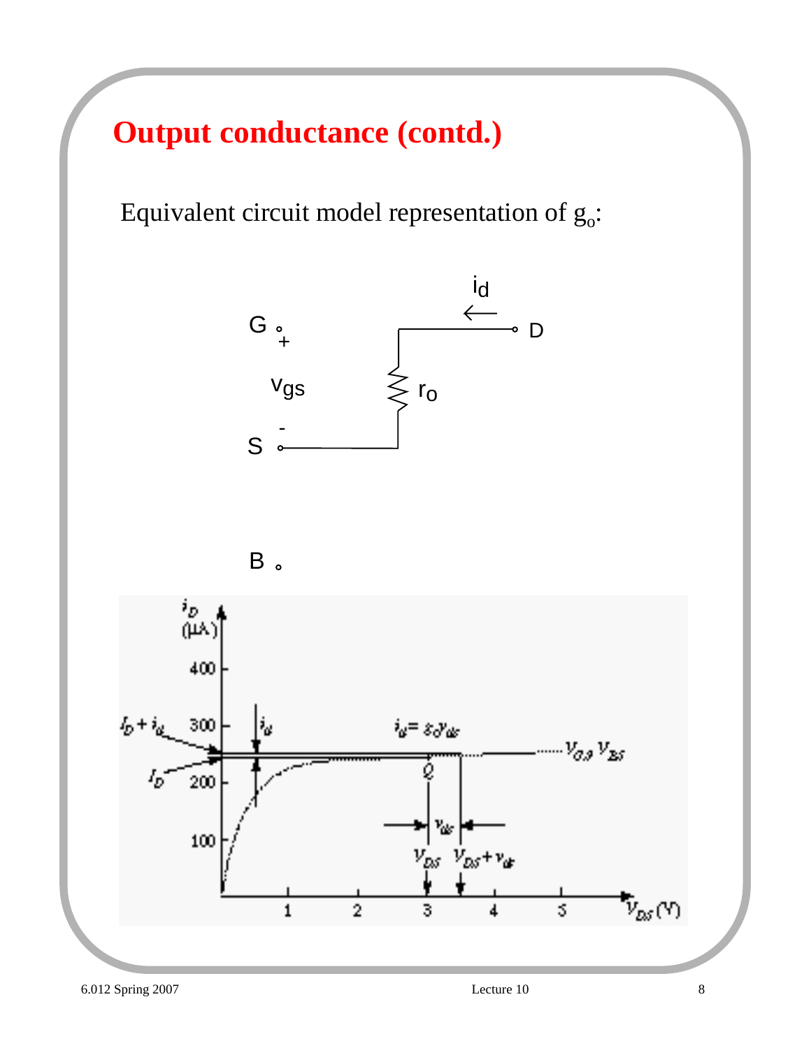# Output conductance (contd.)

Equivalent circuit model representation of $g_o$: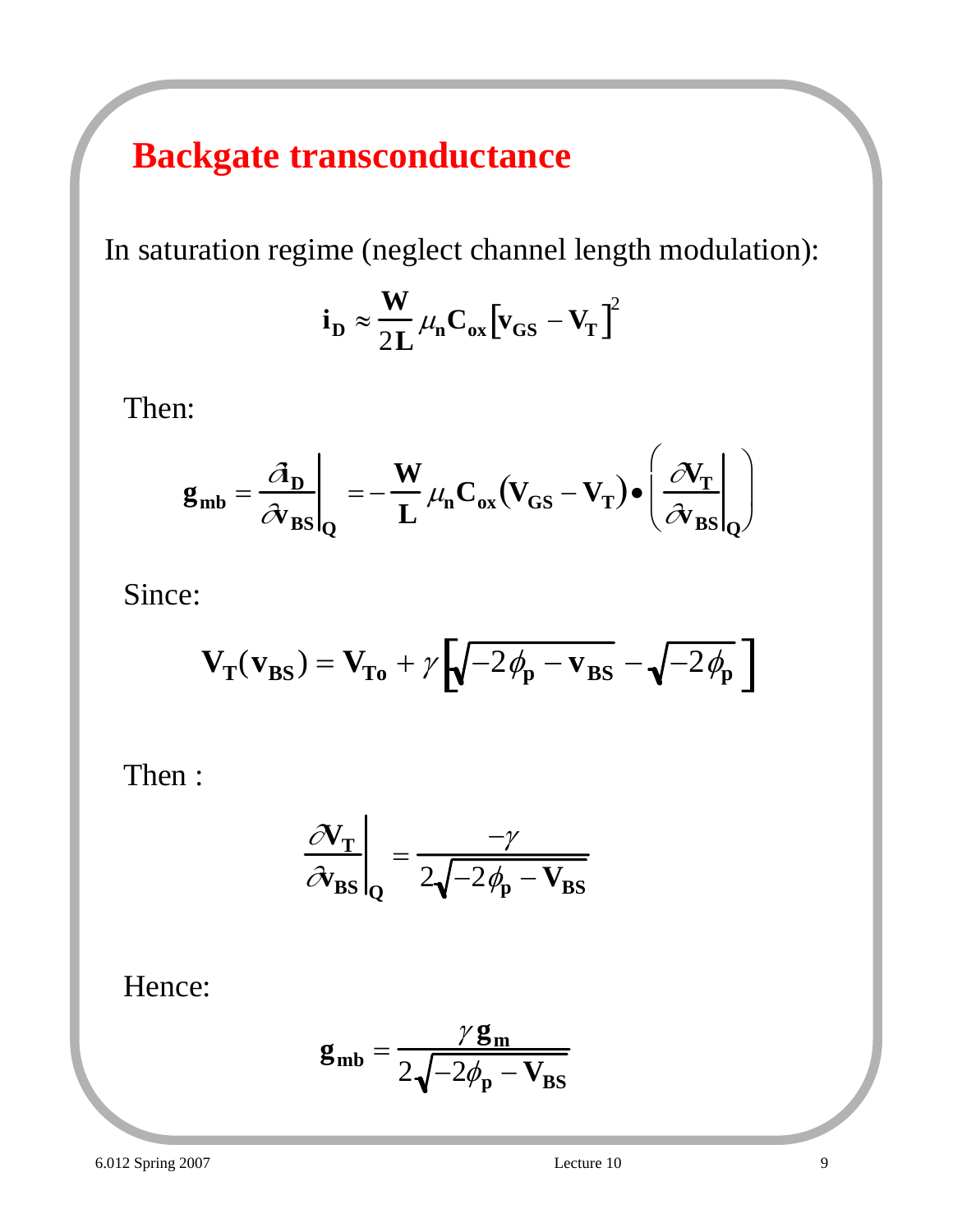# Backgate transconductance

In saturation regime (neglect channel length modulation):

$$\mathbf{i_D} \approx \frac{\mathbf{W}}{2\mathbf{L}} \mu_{\mathbf{n}} \mathbf{C_{ox}} \left[\mathbf{v_{GS}} - \mathbf{V_T}\right]^2$$

Then:

$$\mathbf{g_{mb}} = \left.\frac{\partial \mathbf{i_D}}{\partial \mathbf{v_{BS}}}\right|_{\mathbf{Q}} = -\frac{\mathbf{W}}{\mathbf{L}} \mu_{\mathbf{n}} \mathbf{C_{ox}} \left(\mathbf{V_{GS}} - \mathbf{V_T}\right) \bullet \left(\left.\frac{\partial \mathbf{V_T}}{\partial \mathbf{v_{BS}}}\right|_{\mathbf{Q}}\right)$$

Since:

$$\mathbf{V_T}(\mathbf{v_{BS}}) = \mathbf{V_{To}} + \gamma \left[\sqrt{-2\phi_{\mathbf{p}} - \mathbf{v_{BS}}} - \sqrt{-2\phi_{\mathbf{p}}}\right]$$

Then :

$$\left.\frac{\partial \mathbf{V_T}}{\partial \mathbf{v_{BS}}}\right|_{\mathbf{Q}} = \frac{-\gamma}{2\sqrt{-2\phi_{\mathbf{p}} - \mathbf{V_{BS}}}}$$

Hence:

$$\mathbf{g_{mb}} = \frac{\gamma \, \mathbf{g_m}}{2\sqrt{-2\phi_{\mathbf{p}} - \mathbf{V_{BS}}}}$$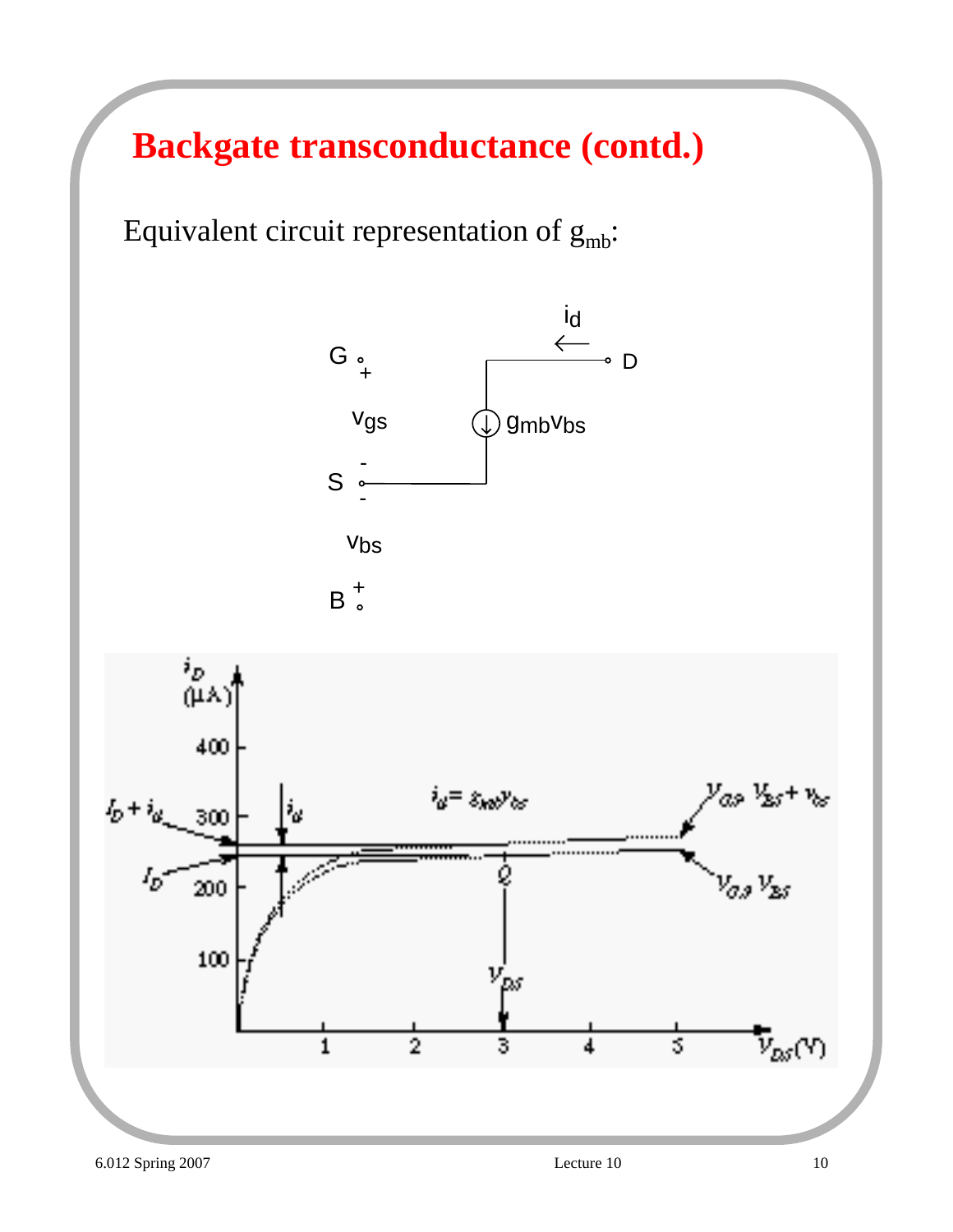# Backgate transconductance (contd.)

Equivalent circuit representation of $g_{mb}$:

G + $v_{gs}$ − S − $v_{bs}$ + B

$i_d$ D

$g_{mb}v_{bs}$

$i_D$ (μA)

400, 300, 200, 100

$I_D + i_d$

$I_D$

$i_d$

$i_d = g_{mb}v_{bs}$

$V_{GS}$ $V_{BS} + v_{bs}$

$V_{GS}$ $V_{BS}$

Q

$V_{DS}$

1, 2, 3, 4, 5

$v_{DS}$(V)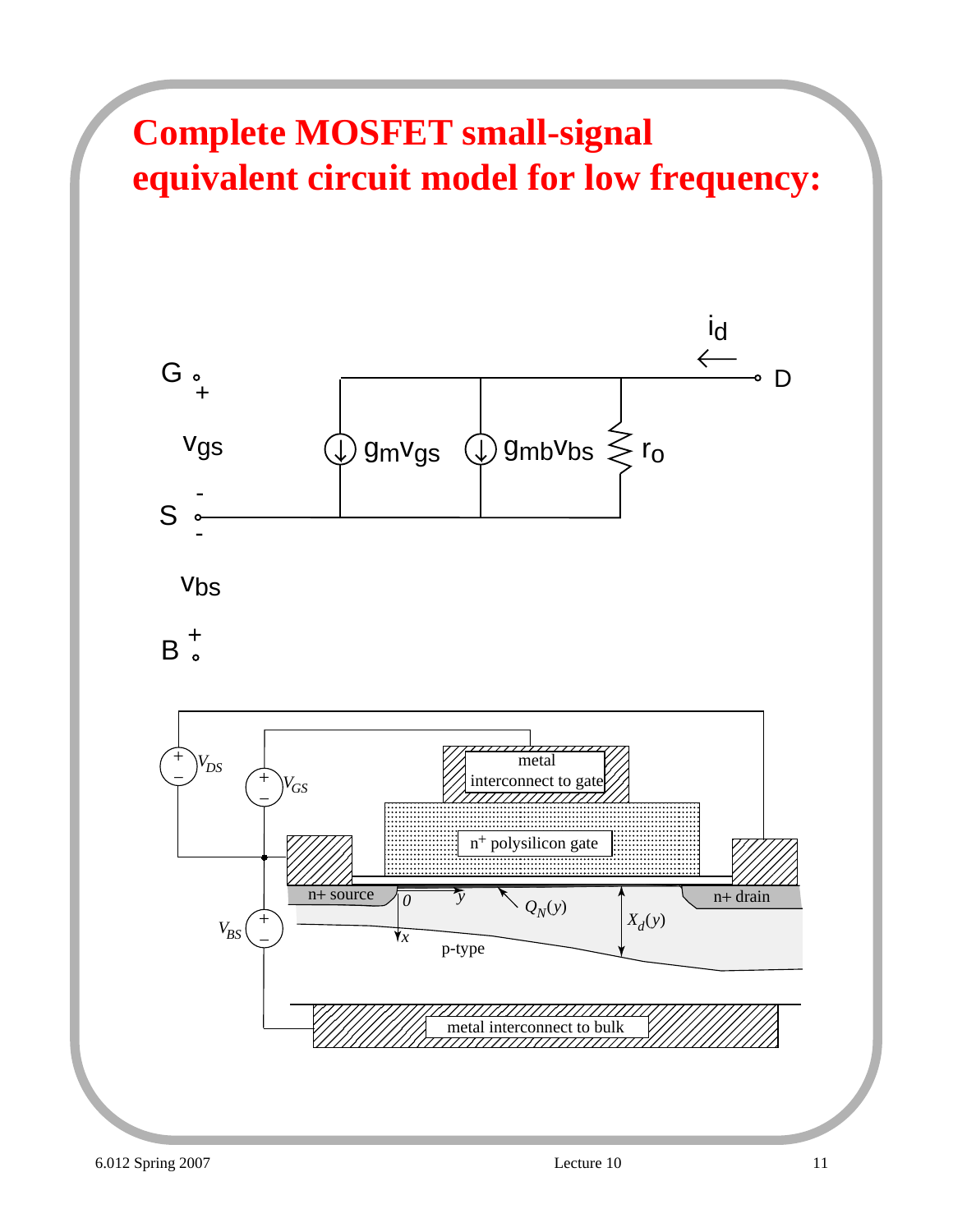# Complete MOSFET small-signal equivalent circuit model for low frequency:

G $+$

$v_{gs}$

S $-$ $-$

$v_{bs}$

B $+$

$i_d$

D

$g_m v_{gs}$

$g_{mb} v_{bs}$

$r_o$

$V_{DS}$

$V_{GS}$

$V_{BS}$

metal interconnect to gate

$n^+$ polysilicon gate

n+ source

n+ drain

$0$

$y$

$x$

$Q_N(y)$

$X_d(y)$

p-type

metal interconnect to bulk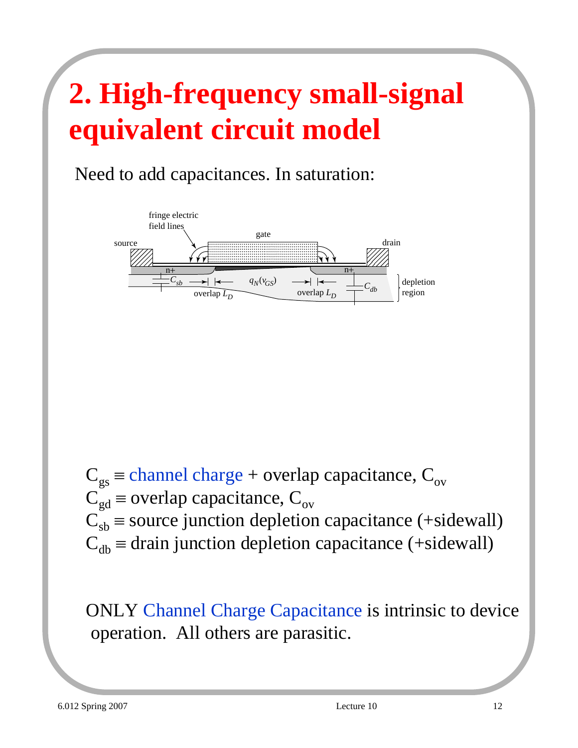# 2. High-frequency small-signal equivalent circuit model

Need to add capacitances. In saturation:

fringe electric field lines

gate

source

drain

n+

n+

$C_{sb}$

$q_N(v_{GS})$

overlap $L_D$

overlap $L_D$

$C_{db}$

depletion region

$C_{gs} \equiv$ channel charge + overlap capacitance, $C_{ov}$

$C_{gd} \equiv$ overlap capacitance, $C_{ov}$

$C_{sb} \equiv$ source junction depletion capacitance (+sidewall)

$C_{db} \equiv$ drain junction depletion capacitance (+sidewall)

ONLY Channel Charge Capacitance is intrinsic to device operation. All others are parasitic.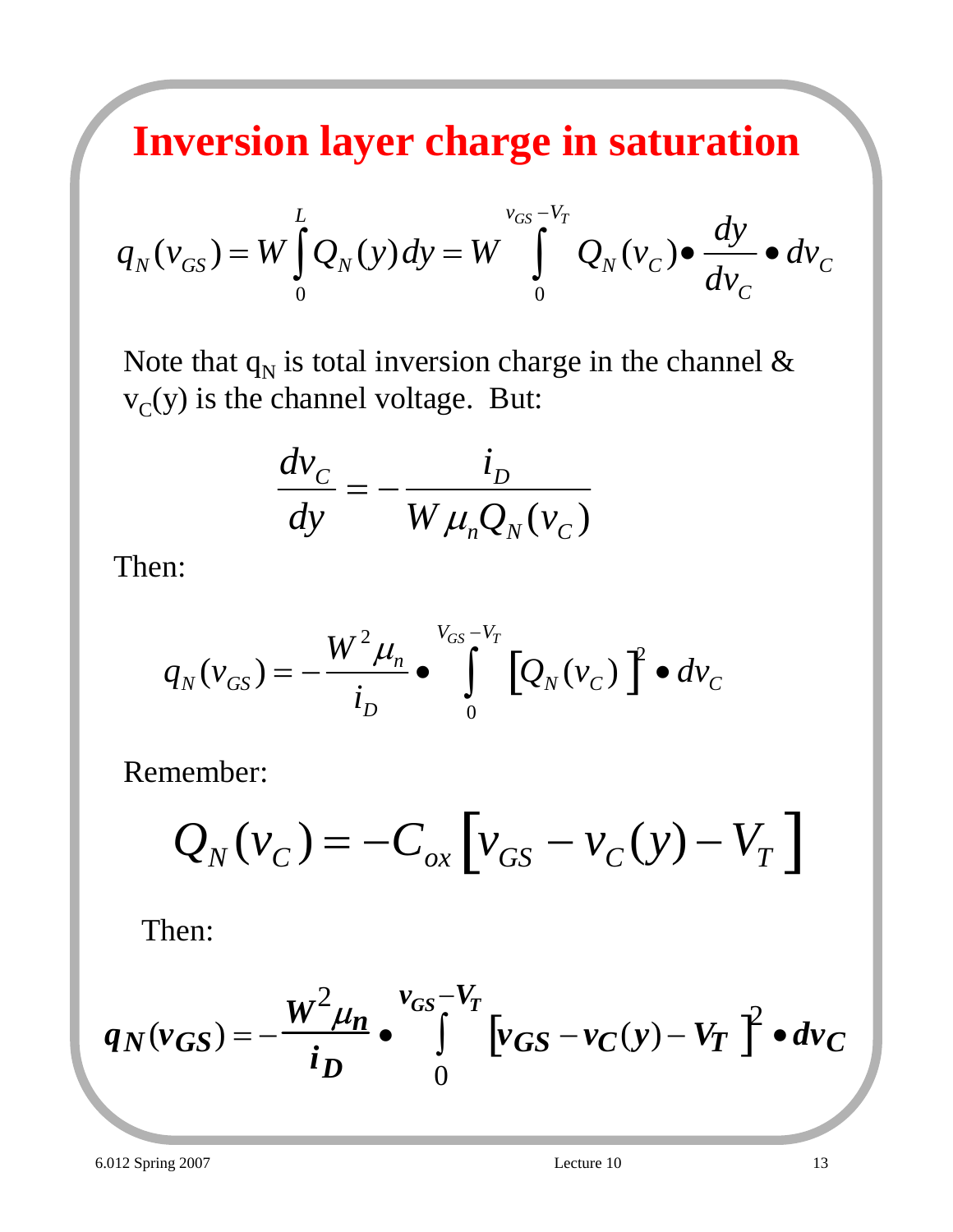# Inversion layer charge in saturation

$$q_N(v_{GS}) = W\int_0^L Q_N(y)\,dy = W\int_0^{v_{GS}-V_T} Q_N(v_C)\bullet \frac{dy}{dv_C}\bullet dv_C$$

Note that $q_N$ is total inversion charge in the channel & $v_C(y)$ is the channel voltage. But:

$$\frac{dv_C}{dy} = -\frac{i_D}{W\mu_n Q_N(v_C)}$$

Then:

$$q_N(v_{GS}) = -\frac{W^2\mu_n}{i_D}\bullet \int_0^{V_{GS}-V_T}\left[Q_N(v_C)\right]^2\bullet dv_C$$

Remember:

$$Q_N(v_C) = -C_{ox}\left[v_{GS} - v_C(y) - V_T\right]$$

Then:

$$\boldsymbol{q_N(v_{GS}) = -\frac{W^2\mu_n}{i_D}\bullet \int_0^{v_{GS}-V_T}\left[v_{GS} - v_C(y) - V_T\right]^2\bullet dv_C}$$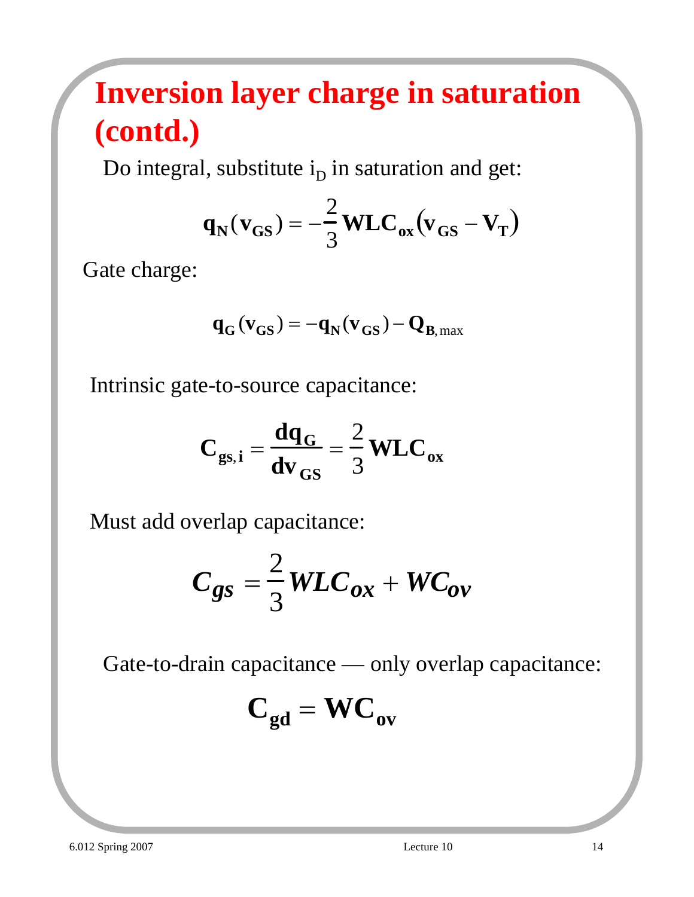# Inversion layer charge in saturation (contd.)

Do integral, substitute $i_D$ in saturation and get:

$$\mathbf{q_N(v_{GS}) = -\frac{2}{3} WLC_{ox}\left(v_{GS} - V_T\right)}$$

Gate charge:

$$\mathbf{q_G(v_{GS}) = -q_N(v_{GS}) - Q_{B,\max}}$$

Intrinsic gate-to-source capacitance:

$$\mathbf{C_{gs,i} = \frac{dq_G}{dv_{GS}} = \frac{2}{3} WLC_{ox}}$$

Must add overlap capacitance:

$$C_{gs} = \frac{2}{3} WLC_{ox} + WC_{ov}$$

Gate-to-drain capacitance — only overlap capacitance:

$$\mathbf{C_{gd} = WC_{ov}}$$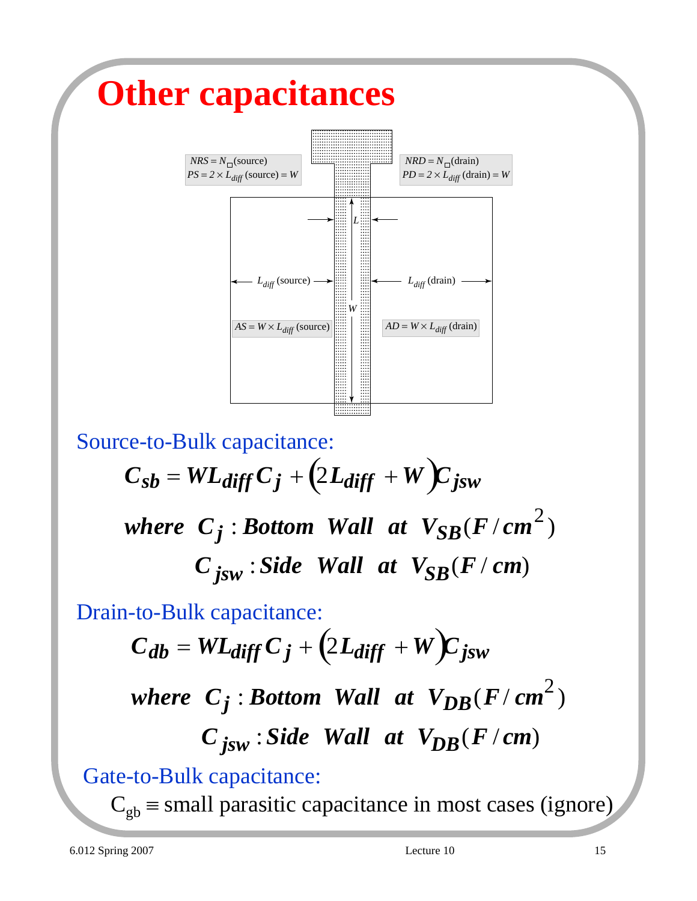# Other capacitances

$NRS = N_{\square}(\text{source})$
$PS = 2 \times L_{diff}(\text{source}) = W$

$NRD = N_{\square}(\text{drain})$
$PD = 2 \times L_{diff}(\text{drain}) = W$

$L$

$L_{diff}$ (source)

$L_{diff}$ (drain)

$W$

$AS = W \times L_{diff}(\text{source})$

$AD = W \times L_{diff}(\text{drain})$

Source-to-Bulk capacitance:

$$C_{sb} = WL_{diff}C_j + \left(2L_{diff} + W\right)C_{jsw}$$

$$\text{where} \quad C_j : \text{Bottom Wall at } V_{SB}(F/cm^2)$$

$$C_{jsw} : \text{Side Wall at } V_{SB}(F/cm)$$

Drain-to-Bulk capacitance:

$$C_{db} = WL_{diff}C_j + \left(2L_{diff} + W\right)C_{jsw}$$

$$\text{where} \quad C_j : \text{Bottom Wall at } V_{DB}(F/cm^2)$$

$$C_{jsw} : \text{Side Wall at } V_{DB}(F/cm)$$

Gate-to-Bulk capacitance:

$C_{gb} \equiv$ small parasitic capacitance in most cases (ignore)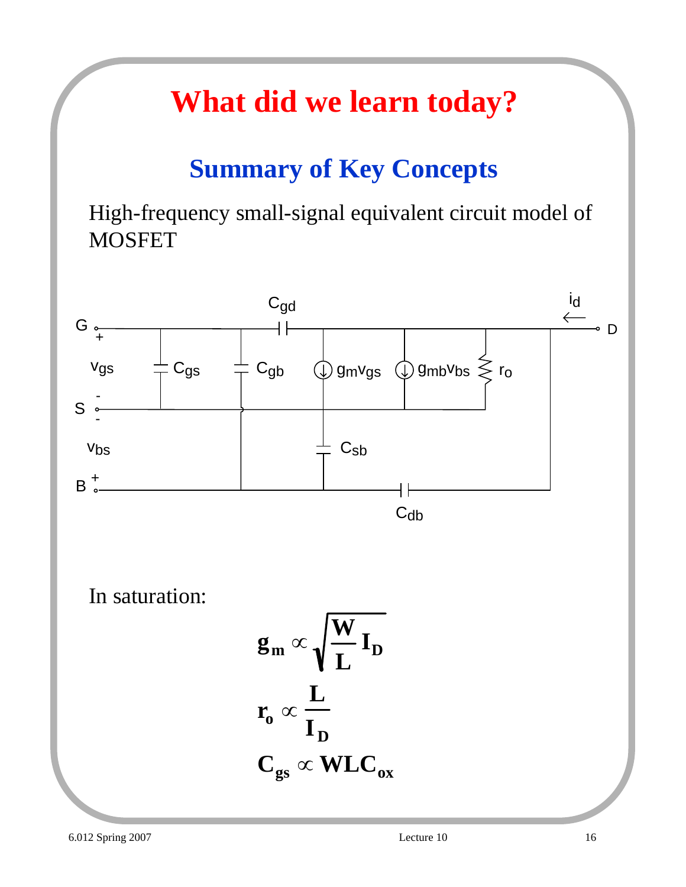# What did we learn today?

## Summary of Key Concepts

High-frequency small-signal equivalent circuit model of MOSFET

G
+
$v_{gs}$
-
S
-
$v_{bs}$
+
B

$C_{gd}$
$C_{gs}$
$C_{gb}$
$g_m v_{gs}$
$g_{mb} v_{bs}$
$r_o$
$C_{sb}$
$C_{db}$
$i_d$
D

In saturation:

$$\mathbf{g_m} \propto \sqrt{\frac{\mathbf{W}}{\mathbf{L}}\mathbf{I_D}}$$

$$\mathbf{r_o} \propto \frac{\mathbf{L}}{\mathbf{I_D}}$$

$$\mathbf{C_{gs}} \propto \mathbf{WLC_{ox}}$$